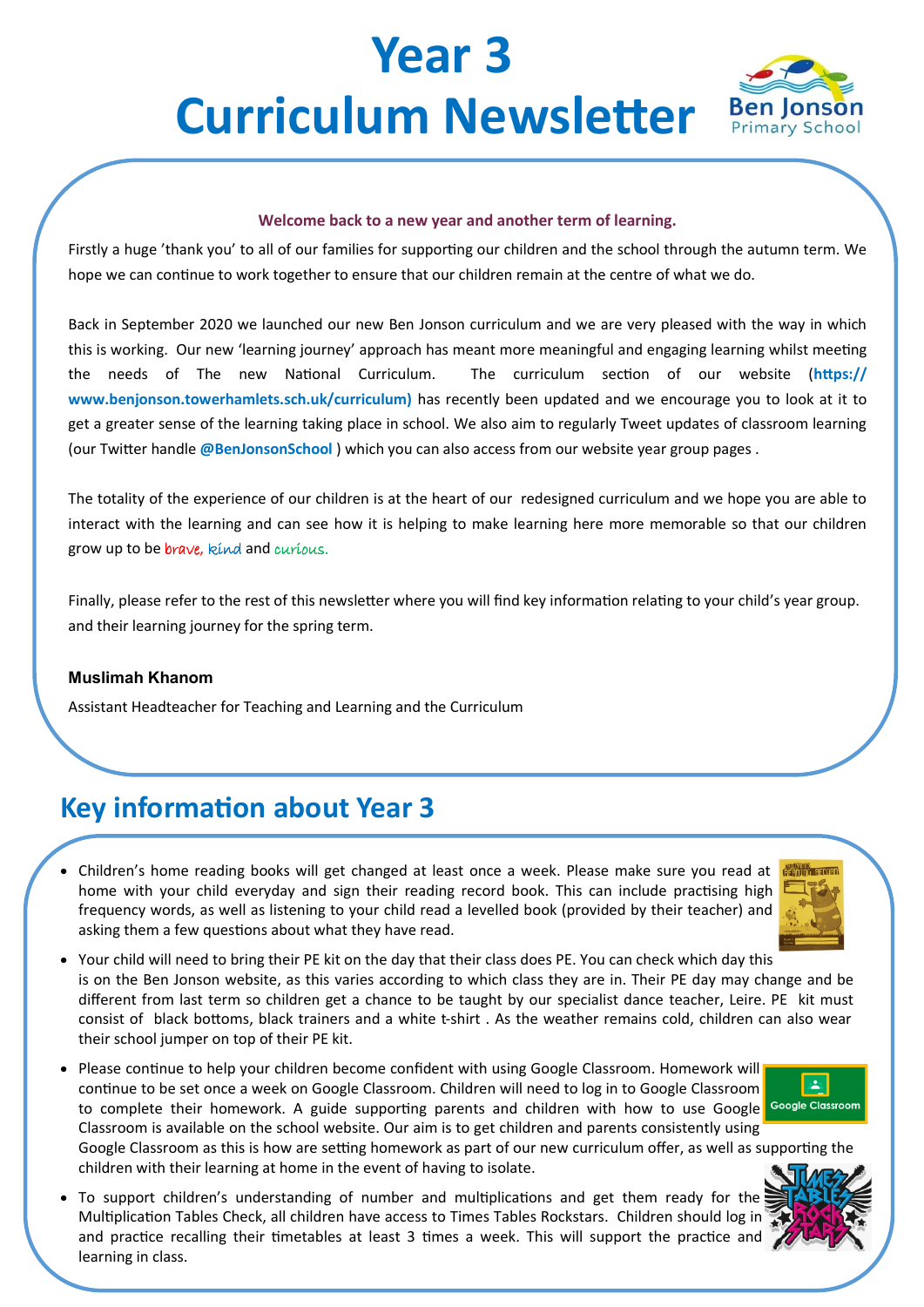# Year 3 Curriculum Newsletter

Ben Jonson Primary School

**Welcome back to a new year and another term of learning.**

Firstly a huge 'thank you' to all of our families for supporting our children and the school through the autumn term. We hope we can continue to work together to ensure that our children remain at the centre of what we do.

Back in September 2020 we launched our new Ben Jonson curriculum and we are very pleased with the way in which this is working. Our new 'learning journey' approach has meant more meaningful and engaging learning whilst meeting the needs of The new National Curriculum. The curriculum section of our website (**https://www.benjonson.towerhamlets.sch.uk/curriculum)** has recently been updated and we encourage you to look at it to get a greater sense of the learning taking place in school. We also aim to regularly Tweet updates of classroom learning (our Twitter handle **@BenJonsonSchool** ) which you can also access from our website year group pages .

The totality of the experience of our children is at the heart of our redesigned curriculum and we hope you are able to interact with the learning and can see how it is helping to make learning here more memorable so that our children grow up to be brave, kind and curious.

Finally, please refer to the rest of this newsletter where you will find key information relating to your child's year group. and their learning journey for the spring term.

**Muslimah Khanom**

Assistant Headteacher for Teaching and Learning and the Curriculum

## Key information about Year 3

- Children's home reading books will get changed at least once a week. Please make sure you read at home with your child everyday and sign their reading record book. This can include practising high frequency words, as well as listening to your child read a levelled book (provided by their teacher) and asking them a few questions about what they have read.
- Your child will need to bring their PE kit on the day that their class does PE. You can check which day this is on the Ben Jonson website, as this varies according to which class they are in. Their PE day may change and be different from last term so children get a chance to be taught by our specialist dance teacher, Leire. PE kit must consist of black bottoms, black trainers and a white t-shirt . As the weather remains cold, children can also wear their school jumper on top of their PE kit.
- Please continue to help your children become confident with using Google Classroom. Homework will continue to be set once a week on Google Classroom. Children will need to log in to Google Classroom to complete their homework. A guide supporting parents and children with how to use Google Classroom is available on the school website. Our aim is to get children and parents consistently using Google Classroom as this is how are setting homework as part of our new curriculum offer, as well as supporting the children with their learning at home in the event of having to isolate.
- To support children's understanding of number and multiplications and get them ready for the Multiplication Tables Check, all children have access to Times Tables Rockstars. Children should log in and practice recalling their timetables at least 3 times a week. This will support the practice and learning in class.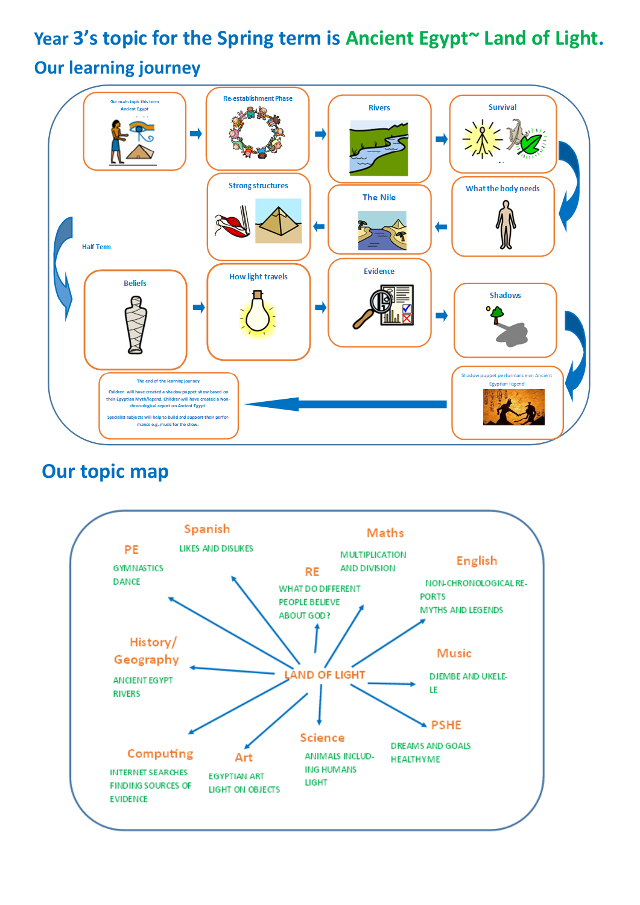# Year 3's topic for the Spring term is Ancient Egypt~ Land of Light.

## Our learning journey

Our main topic this term Ancient Egypt

Re-establishment Phase

Rivers

Survival

What the body needs

The Nile

Strong structures

Half Term

Beliefs

How light travels

Evidence

Shadows

Shadow puppet performance on Ancient Egyptian legend

The end of the learning journey

Children will have created a shadow puppet show based on their Egyptian Myth/legend. Children will have created a Non-chronological report on Ancient Egypt.

Specialist subjects will help to build and support their performance e.g. music for the show.

## Our topic map

LAND OF LIGHT

**Spanish**
LIKES AND DISLIKES

**PE**
GYMNASTICS
DANCE

**Maths**
MULTIPLICATION AND DIVISION

**RE**
WHAT DO DIFFERENT PEOPLE BELIEVE ABOUT GOD?

**English**
NON-CHRONOLOGICAL REPORTS
MYTHS AND LEGENDS

**History/ Geography**
ANCIENT EGYPT
RIVERS

**Music**
DJEMBE AND UKELELE

**PSHE**
DREAMS AND GOALS
HEALTHY ME

**Computing**
INTERNET SEARCHES
FINDING SOURCES OF EVIDENCE

**Art**
EGYPTIAN ART
LIGHT ON OBJECTS

**Science**
ANIMALS INCLUDING HUMANS
LIGHT